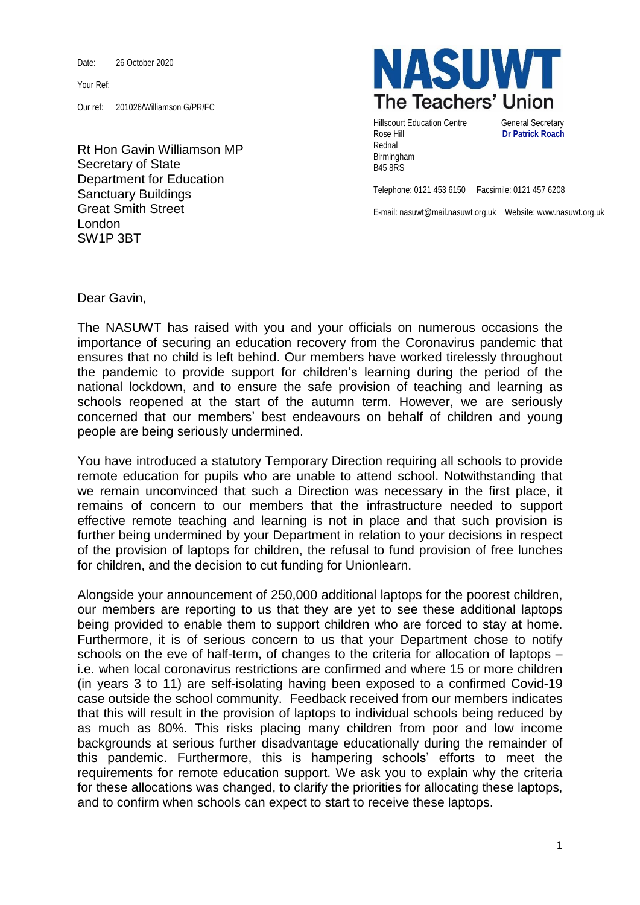Date: 26 October 2020

Your Ref:

Our ref: 201026/Williamson G/PR/FC

**NASUWT**
**The Teachers' Union**

Hillscourt Education Centre
Rose Hill
Rednal
Birmingham
B45 8RS

General Secretary
**Dr Patrick Roach**

Telephone: 0121 453 6150 Facsimile: 0121 457 6208

E-mail: nasuwt@mail.nasuwt.org.uk Website: www.nasuwt.org.uk

Rt Hon Gavin Williamson MP
Secretary of State
Department for Education
Sanctuary Buildings
Great Smith Street
London
SW1P 3BT

Dear Gavin,

The NASUWT has raised with you and your officials on numerous occasions the importance of securing an education recovery from the Coronavirus pandemic that ensures that no child is left behind. Our members have worked tirelessly throughout the pandemic to provide support for children's learning during the period of the national lockdown, and to ensure the safe provision of teaching and learning as schools reopened at the start of the autumn term. However, we are seriously concerned that our members' best endeavours on behalf of children and young people are being seriously undermined.

You have introduced a statutory Temporary Direction requiring all schools to provide remote education for pupils who are unable to attend school. Notwithstanding that we remain unconvinced that such a Direction was necessary in the first place, it remains of concern to our members that the infrastructure needed to support effective remote teaching and learning is not in place and that such provision is further being undermined by your Department in relation to your decisions in respect of the provision of laptops for children, the refusal to fund provision of free lunches for children, and the decision to cut funding for Unionlearn.

Alongside your announcement of 250,000 additional laptops for the poorest children, our members are reporting to us that they are yet to see these additional laptops being provided to enable them to support children who are forced to stay at home. Furthermore, it is of serious concern to us that your Department chose to notify schools on the eve of half-term, of changes to the criteria for allocation of laptops – i.e. when local coronavirus restrictions are confirmed and where 15 or more children (in years 3 to 11) are self-isolating having been exposed to a confirmed Covid-19 case outside the school community. Feedback received from our members indicates that this will result in the provision of laptops to individual schools being reduced by as much as 80%. This risks placing many children from poor and low income backgrounds at serious further disadvantage educationally during the remainder of this pandemic. Furthermore, this is hampering schools' efforts to meet the requirements for remote education support. We ask you to explain why the criteria for these allocations was changed, to clarify the priorities for allocating these laptops, and to confirm when schools can expect to start to receive these laptops.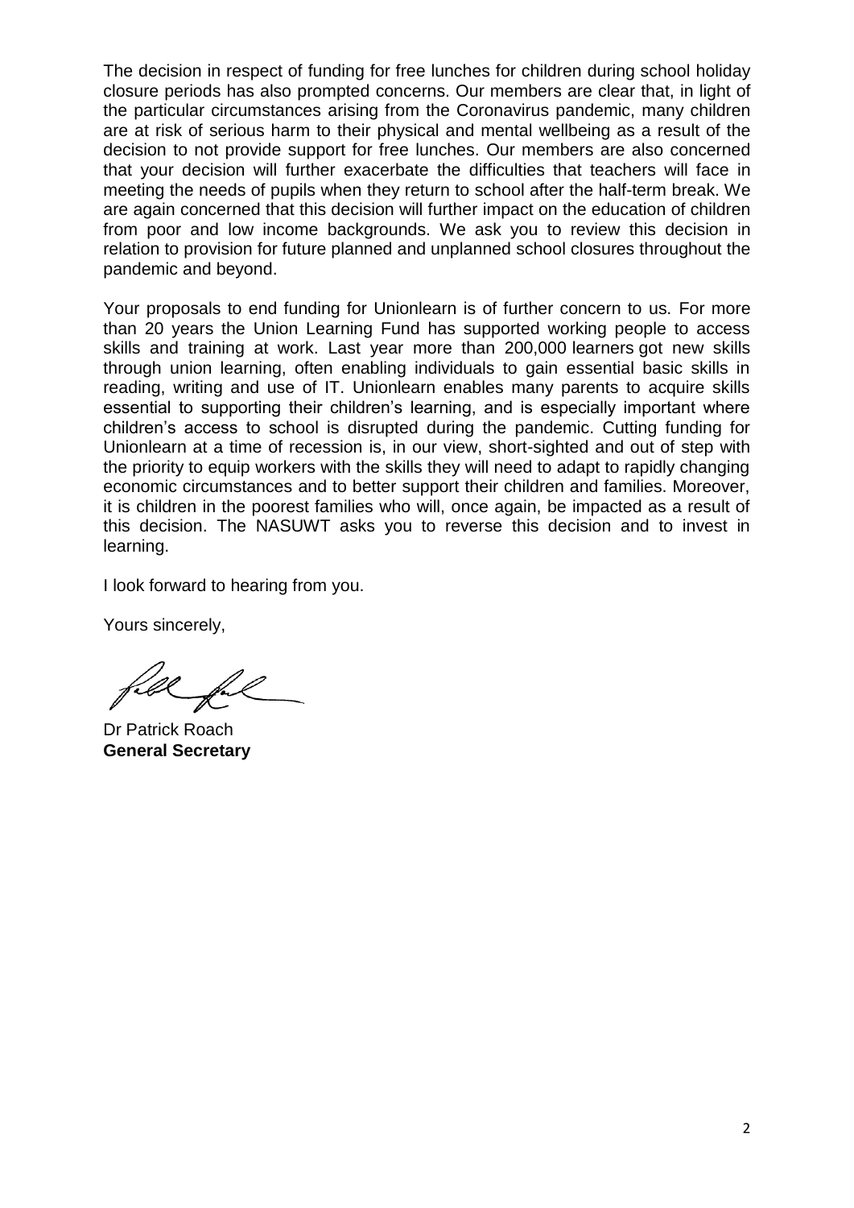The decision in respect of funding for free lunches for children during school holiday closure periods has also prompted concerns. Our members are clear that, in light of the particular circumstances arising from the Coronavirus pandemic, many children are at risk of serious harm to their physical and mental wellbeing as a result of the decision to not provide support for free lunches. Our members are also concerned that your decision will further exacerbate the difficulties that teachers will face in meeting the needs of pupils when they return to school after the half-term break. We are again concerned that this decision will further impact on the education of children from poor and low income backgrounds. We ask you to review this decision in relation to provision for future planned and unplanned school closures throughout the pandemic and beyond.

Your proposals to end funding for Unionlearn is of further concern to us. For more than 20 years the Union Learning Fund has supported working people to access skills and training at work. Last year more than 200,000 learners got new skills through union learning, often enabling individuals to gain essential basic skills in reading, writing and use of IT. Unionlearn enables many parents to acquire skills essential to supporting their children's learning, and is especially important where children's access to school is disrupted during the pandemic. Cutting funding for Unionlearn at a time of recession is, in our view, short-sighted and out of step with the priority to equip workers with the skills they will need to adapt to rapidly changing economic circumstances and to better support their children and families. Moreover, it is children in the poorest families who will, once again, be impacted as a result of this decision. The NASUWT asks you to reverse this decision and to invest in learning.

I look forward to hearing from you.

Yours sincerely,

Dr Patrick Roach
**General Secretary**